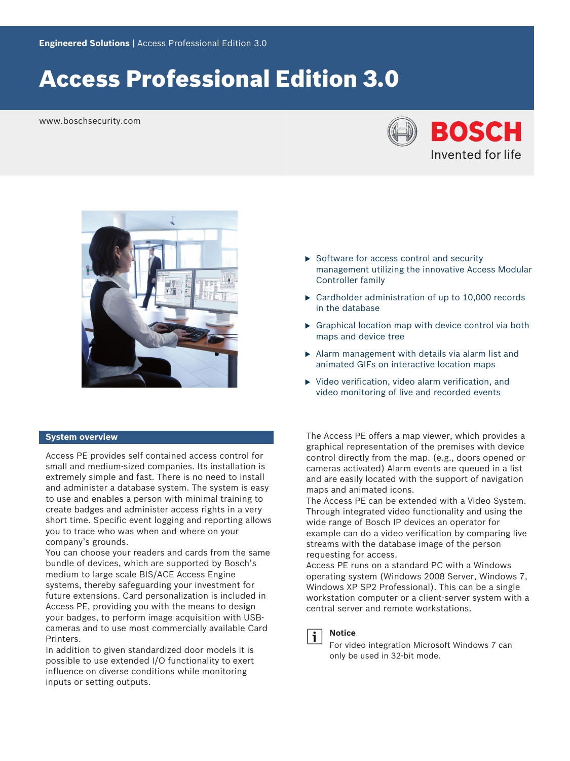**Engineered Solutions** | Access Professional Edition 3.0

# Access Professional Edition 3.0

www.boschsecurity.com

- Software for access control and security management utilizing the innovative Access Modular Controller family
- Cardholder administration of up to 10,000 records in the database
- Graphical location map with device control via both maps and device tree
- Alarm management with details via alarm list and animated GIFs on interactive location maps
- Video verification, video alarm verification, and video monitoring of live and recorded events

## System overview

Access PE provides self contained access control for small and medium-sized companies. Its installation is extremely simple and fast. There is no need to install and administer a database system. The system is easy to use and enables a person with minimal training to create badges and administer access rights in a very short time. Specific event logging and reporting allows you to trace who was when and where on your company's grounds.
You can choose your readers and cards from the same bundle of devices, which are supported by Bosch's medium to large scale BIS/ACE Access Engine systems, thereby safeguarding your investment for future extensions. Card personalization is included in Access PE, providing you with the means to design your badges, to perform image acquisition with USB-cameras and to use most commercially available Card Printers.
In addition to given standardized door models it is possible to use extended I/O functionality to exert influence on diverse conditions while monitoring inputs or setting outputs.

The Access PE offers a map viewer, which provides a graphical representation of the premises with device control directly from the map. (e.g., doors opened or cameras activated) Alarm events are queued in a list and are easily located with the support of navigation maps and animated icons.
The Access PE can be extended with a Video System. Through integrated video functionality and using the wide range of Bosch IP devices an operator for example can do a video verification by comparing live streams with the database image of the person requesting for access.
Access PE runs on a standard PC with a Windows operating system (Windows 2008 Server, Windows 7, Windows XP SP2 Professional). This can be a single workstation computer or a client-server system with a central server and remote workstations.

**Notice**
For video integration Microsoft Windows 7 can only be used in 32-bit mode.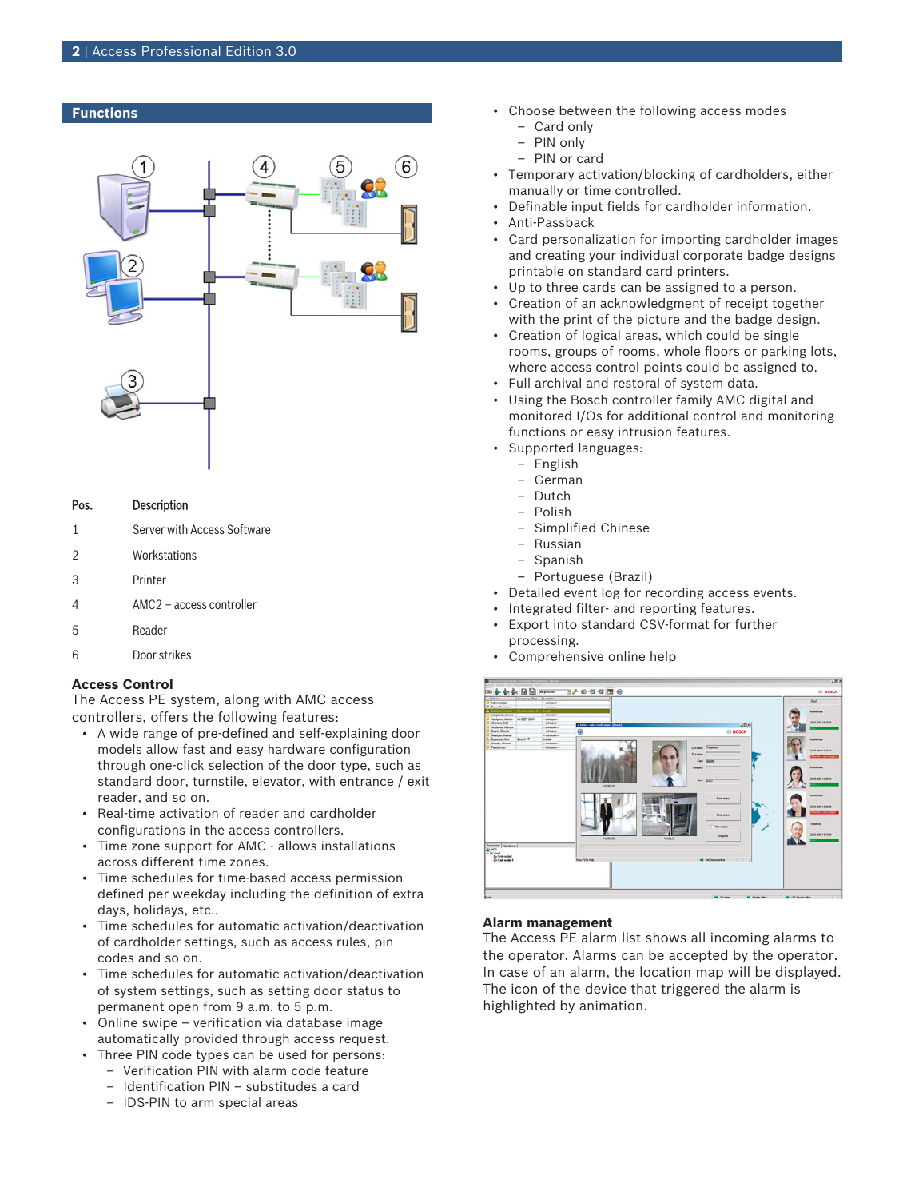## Functions

| Pos. | Description |
| --- | --- |
| 1 | Server with Access Software |
| 2 | Workstations |
| 3 | Printer |
| 4 | AMC2 – access controller |
| 5 | Reader |
| 6 | Door strikes |

### Access Control

The Access PE system, along with AMC access controllers, offers the following features:

- A wide range of pre-defined and self-explaining door models allow fast and easy hardware configuration through one-click selection of the door type, such as standard door, turnstile, elevator, with entrance / exit reader, and so on.
- Real-time activation of reader and cardholder configurations in the access controllers.
- Time zone support for AMC - allows installations across different time zones.
- Time schedules for time-based access permission defined per weekday including the definition of extra days, holidays, etc..
- Time schedules for automatic activation/deactivation of cardholder settings, such as access rules, pin codes and so on.
- Time schedules for automatic activation/deactivation of system settings, such as setting door status to permanent open from 9 a.m. to 5 p.m.
- Online swipe – verification via database image automatically provided through access request.
- Three PIN code types can be used for persons:
  - Verification PIN with alarm code feature
  - Identification PIN – substitutes a card
  - IDS-PIN to arm special areas
- Choose between the following access modes
  - Card only
  - PIN only
  - PIN or card
- Temporary activation/blocking of cardholders, either manually or time controlled.
- Definable input fields for cardholder information.
- Anti-Passback
- Card personalization for importing cardholder images and creating your individual corporate badge designs printable on standard card printers.
- Up to three cards can be assigned to a person.
- Creation of an acknowledgment of receipt together with the print of the picture and the badge design.
- Creation of logical areas, which could be single rooms, groups of rooms, whole floors or parking lots, where access control points could be assigned to.
- Full archival and restoral of system data.
- Using the Bosch controller family AMC digital and monitored I/Os for additional control and monitoring functions or easy intrusion features.
- Supported languages:
  - English
  - German
  - Dutch
  - Polish
  - Simplified Chinese
  - Russian
  - Spanish
  - Portuguese (Brazil)
- Detailed event log for recording access events.
- Integrated filter- and reporting features.
- Export into standard CSV-format for further processing.
- Comprehensive online help

### Alarm management

The Access PE alarm list shows all incoming alarms to the operator. Alarms can be accepted by the operator. In case of an alarm, the location map will be displayed. The icon of the device that triggered the alarm is highlighted by animation.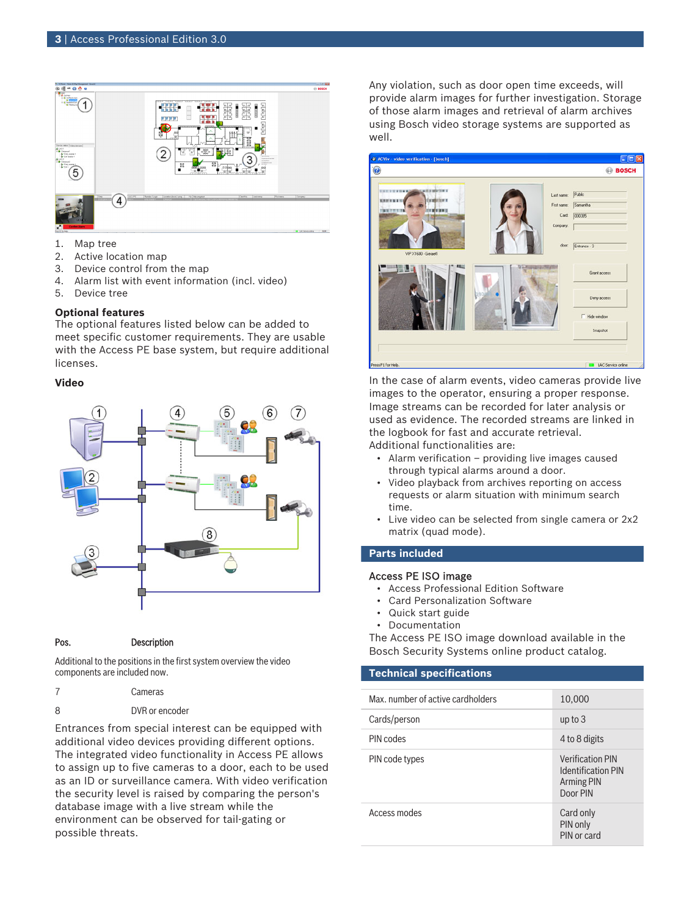1. Map tree
2. Active location map
3. Device control from the map
4. Alarm list with event information (incl. video)
5. Device tree

**Optional features**

The optional features listed below can be added to meet specific customer requirements. They are usable with the Access PE base system, but require additional licenses.

**Video**

| Pos. | Description |
| --- | --- |
| Additional to the positions in the first system overview the video components are included now. | |
| 7 | Cameras |
| 8 | DVR or encoder |

Entrances from special interest can be equipped with additional video devices providing different options. The integrated video functionality in Access PE allows to assign up to five cameras to a door, each to be used as an ID or surveillance camera. With video verification the security level is raised by comparing the person's database image with a live stream while the environment can be observed for tail-gating or possible threats.

Any violation, such as door open time exceeds, will provide alarm images for further investigation. Storage of those alarm images and retrieval of alarm archives using Bosch video storage systems are supported as well.

In the case of alarm events, video cameras provide live images to the operator, ensuring a proper response. Image streams can be recorded for later analysis or used as evidence. The recorded streams are linked in the logbook for fast and accurate retrieval.
Additional functionalities are:

- Alarm verification – providing live images caused through typical alarms around a door.
- Video playback from archives reporting on access requests or alarm situation with minimum search time.
- Live video can be selected from single camera or 2x2 matrix (quad mode).

## Parts included

**Access PE ISO image**

- Access Professional Edition Software
- Card Personalization Software
- Quick start guide
- Documentation

The Access PE ISO image download available in the Bosch Security Systems online product catalog.

## Technical specifications

| | |
| --- | --- |
| Max. number of active cardholders | 10,000 |
| Cards/person | up to 3 |
| PIN codes | 4 to 8 digits |
| PIN code types | Verification PIN<br>Identification PIN<br>Arming PIN<br>Door PIN |
| Access modes | Card only<br>PIN only<br>PIN or card |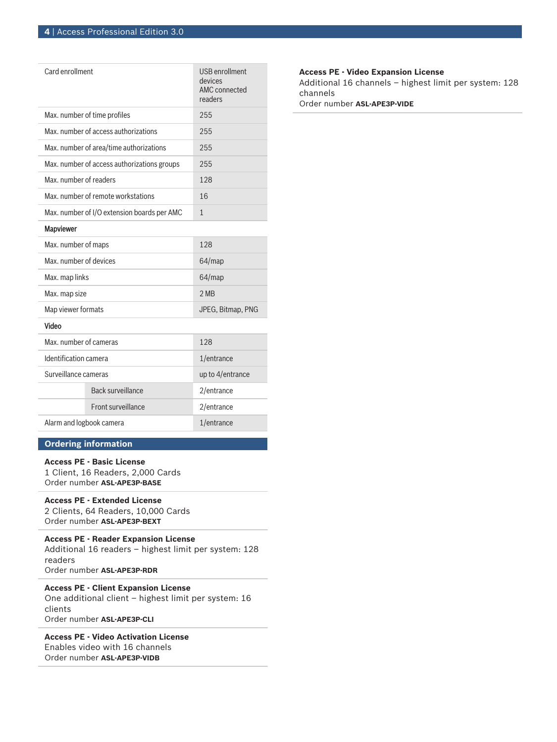| | | |
|---|---|---|
| Card enrollment | | USB enrollment devices<br>AMC connected readers |
| Max. number of time profiles | | 255 |
| Max. number of access authorizations | | 255 |
| Max. number of area/time authorizations | | 255 |
| Max. number of access authorizations groups | | 255 |
| Max. number of readers | | 128 |
| Max. number of remote workstations | | 16 |
| Max. number of I/O extension boards per AMC | | 1 |
| **Mapviewer** | | |
| Max. number of maps | | 128 |
| Max. number of devices | | 64/map |
| Max. map links | | 64/map |
| Max. map size | | 2 MB |
| Map viewer formats | | JPEG, Bitmap, PNG |
| **Video** | | |
| Max. number of cameras | | 128 |
| Identification camera | | 1/entrance |
| Surveillance cameras | | up to 4/entrance |
| | Back surveillance | 2/entrance |
| | Front surveillance | 2/entrance |
| Alarm and logbook camera | | 1/entrance |

## Ordering information

**Access PE - Basic License**
1 Client, 16 Readers, 2,000 Cards
Order number **ASL-APE3P-BASE**

**Access PE - Extended License**
2 Clients, 64 Readers, 10,000 Cards
Order number **ASL-APE3P-BEXT**

**Access PE - Reader Expansion License**
Additional 16 readers – highest limit per system: 128 readers
Order number **ASL-APE3P-RDR**

**Access PE - Client Expansion License**
One additional client – highest limit per system: 16 clients
Order number **ASL-APE3P-CLI**

**Access PE - Video Activation License**
Enables video with 16 channels
Order number **ASL-APE3P-VIDB**

**Access PE - Video Expansion License**
Additional 16 channels – highest limit per system: 128 channels
Order number **ASL-APE3P-VIDE**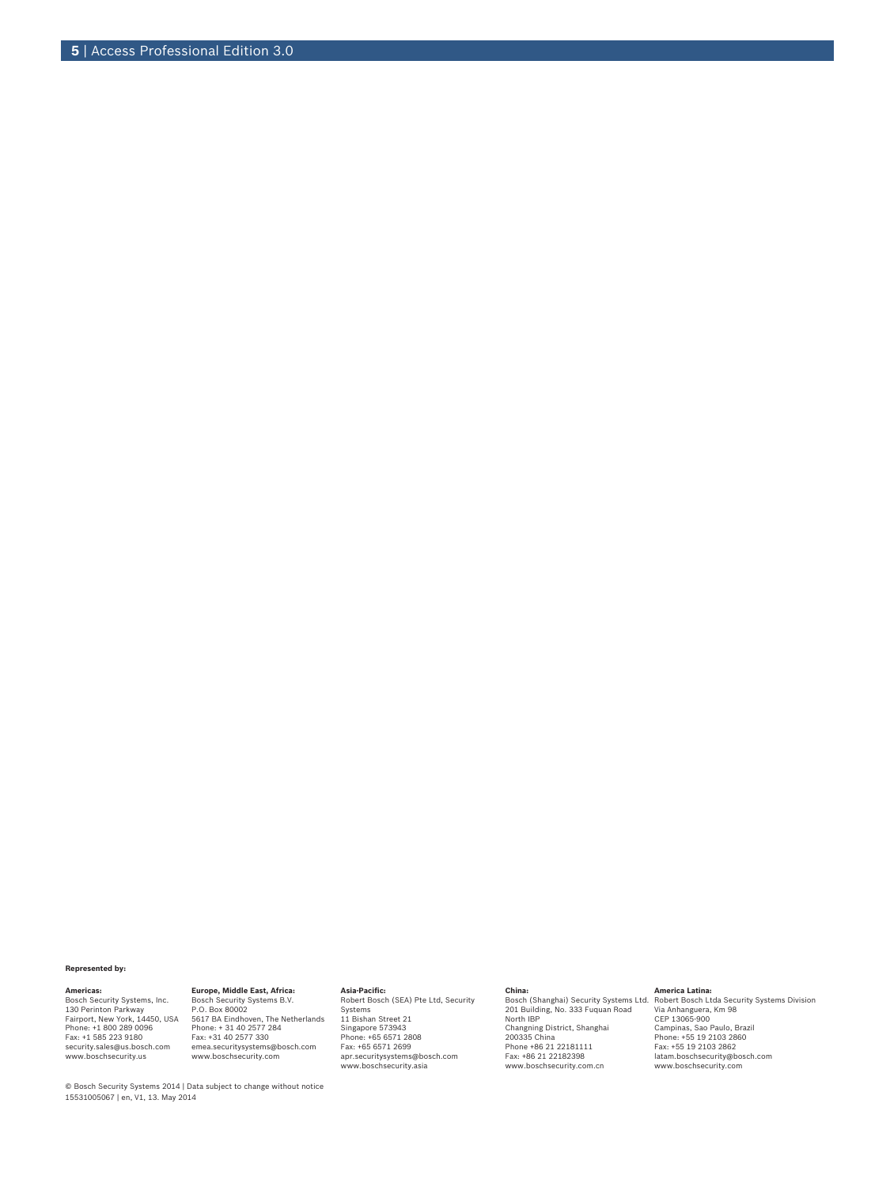**Represented by:**

**Americas:**
Bosch Security Systems, Inc.
130 Perinton Parkway
Fairport, New York, 14450, USA
Phone: +1 800 289 0096
Fax: +1 585 223 9180
security.sales@us.bosch.com
www.boschsecurity.us

**Europe, Middle East, Africa:**
Bosch Security Systems B.V.
P.O. Box 80002
5617 BA Eindhoven, The Netherlands
Phone: + 31 40 2577 284
Fax: +31 40 2577 330
emea.securitysystems@bosch.com
www.boschsecurity.com

**Asia-Pacific:**
Robert Bosch (SEA) Pte Ltd, Security Systems
11 Bishan Street 21
Singapore 573943
Phone: +65 6571 2808
Fax: +65 6571 2699
apr.securitysystems@bosch.com
www.boschsecurity.asia

**China:**
Bosch (Shanghai) Security Systems Ltd.
201 Building, No. 333 Fuquan Road
North IBP
Changning District, Shanghai
200335 China
Phone +86 21 22181111
Fax: +86 21 22182398
www.boschsecurity.com.cn

**America Latina:**
Robert Bosch Ltda Security Systems Division
Via Anhanguera, Km 98
CEP 13065-900
Campinas, Sao Paulo, Brazil
Phone: +55 19 2103 2860
Fax: +55 19 2103 2862
latam.boschsecurity@bosch.com
www.boschsecurity.com

© Bosch Security Systems 2014 | Data subject to change without notice
15531005067 | en, V1, 13. May 2014